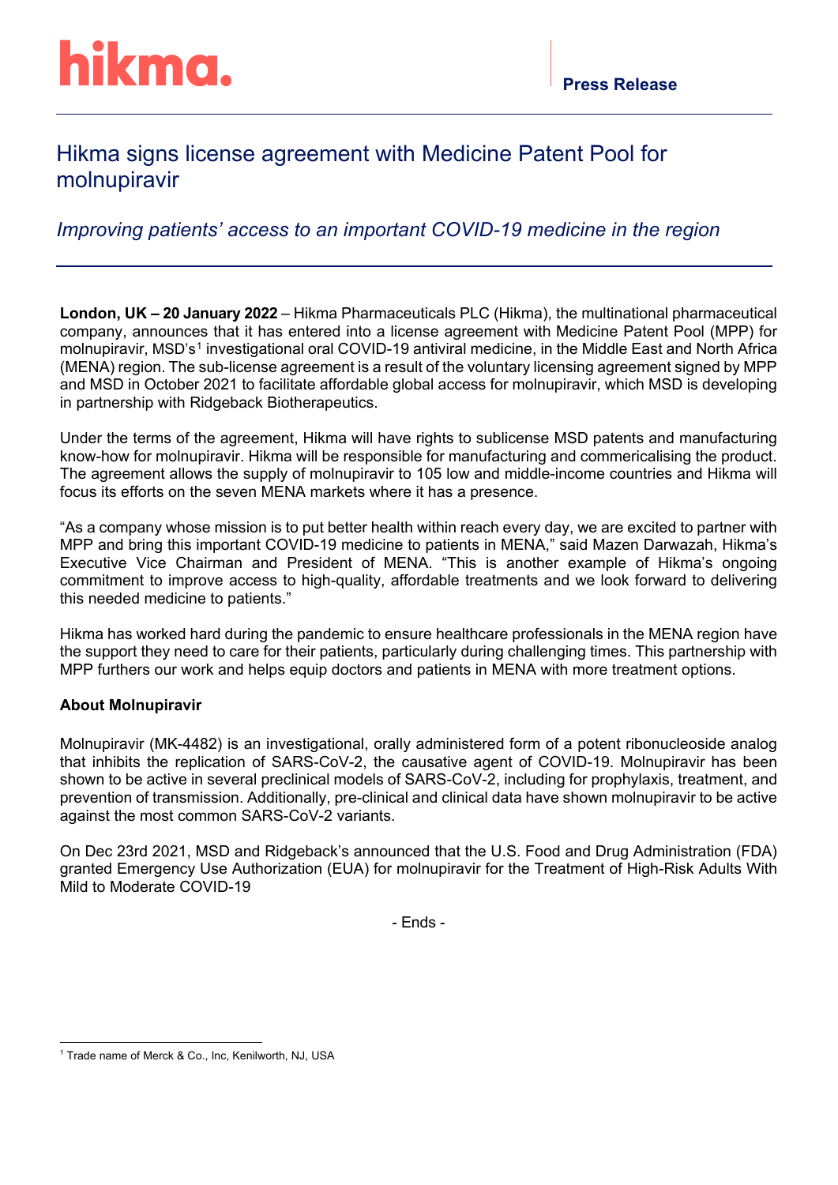hikma.

**Press Release**

# Hikma signs license agreement with Medicine Patent Pool for molnupiravir

*Improving patients' access to an important COVID-19 medicine in the region*

**London, UK – 20 January 2022** – Hikma Pharmaceuticals PLC (Hikma), the multinational pharmaceutical company, announces that it has entered into a license agreement with Medicine Patent Pool (MPP) for molnupiravir, MSD's[1] investigational oral COVID-19 antiviral medicine, in the Middle East and North Africa (MENA) region. The sub-license agreement is a result of the voluntary licensing agreement signed by MPP and MSD in October 2021 to facilitate affordable global access for molnupiravir, which MSD is developing in partnership with Ridgeback Biotherapeutics.

Under the terms of the agreement, Hikma will have rights to sublicense MSD patents and manufacturing know-how for molnupiravir. Hikma will be responsible for manufacturing and commercialising the product. The agreement allows the supply of molnupiravir to 105 low and middle-income countries and Hikma will focus its efforts on the seven MENA markets where it has a presence.

"As a company whose mission is to put better health within reach every day, we are excited to partner with MPP and bring this important COVID-19 medicine to patients in MENA," said Mazen Darwazah, Hikma's Executive Vice Chairman and President of MENA. "This is another example of Hikma's ongoing commitment to improve access to high-quality, affordable treatments and we look forward to delivering this needed medicine to patients."

Hikma has worked hard during the pandemic to ensure healthcare professionals in the MENA region have the support they need to care for their patients, particularly during challenging times. This partnership with MPP furthers our work and helps equip doctors and patients in MENA with more treatment options.

**About Molnupiravir**

Molnupiravir (MK-4482) is an investigational, orally administered form of a potent ribonucleoside analog that inhibits the replication of SARS-CoV-2, the causative agent of COVID-19. Molnupiravir has been shown to be active in several preclinical models of SARS-CoV-2, including for prophylaxis, treatment, and prevention of transmission. Additionally, pre-clinical and clinical data have shown molnupiravir to be active against the most common SARS-CoV-2 variants.

On Dec 23rd 2021, MSD and Ridgeback's announced that the U.S. Food and Drug Administration (FDA) granted Emergency Use Authorization (EUA) for molnupiravir for the Treatment of High-Risk Adults With Mild to Moderate COVID-19

- Ends -

[1] Trade name of Merck & Co., Inc, Kenilworth, NJ, USA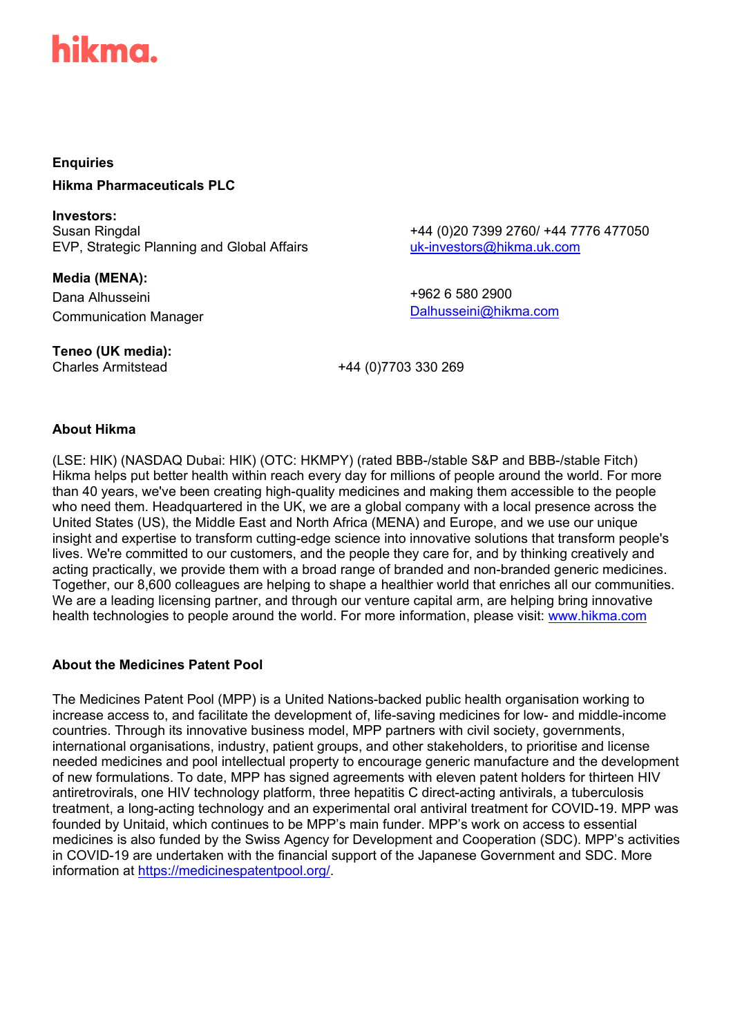hikma.

**Enquiries**

**Hikma Pharmaceuticals PLC**

**Investors:**
Susan Ringdal
EVP, Strategic Planning and Global Affairs
+44 (0)20 7399 2760/ +44 7776 477050
uk-investors@hikma.uk.com

**Media (MENA):**
Dana Alhusseini
Communication Manager
+962 6 580 2900
Dalhusseini@hikma.com

**Teneo (UK media):**
Charles Armitstead
+44 (0)7703 330 269

**About Hikma**

(LSE: HIK) (NASDAQ Dubai: HIK) (OTC: HKMPY) (rated BBB-/stable S&P and BBB-/stable Fitch) Hikma helps put better health within reach every day for millions of people around the world. For more than 40 years, we've been creating high-quality medicines and making them accessible to the people who need them. Headquartered in the UK, we are a global company with a local presence across the United States (US), the Middle East and North Africa (MENA) and Europe, and we use our unique insight and expertise to transform cutting-edge science into innovative solutions that transform people's lives. We're committed to our customers, and the people they care for, and by thinking creatively and acting practically, we provide them with a broad range of branded and non-branded generic medicines. Together, our 8,600 colleagues are helping to shape a healthier world that enriches all our communities. We are a leading licensing partner, and through our venture capital arm, are helping bring innovative health technologies to people around the world. For more information, please visit: www.hikma.com

**About the Medicines Patent Pool**

The Medicines Patent Pool (MPP) is a United Nations-backed public health organisation working to increase access to, and facilitate the development of, life-saving medicines for low- and middle-income countries. Through its innovative business model, MPP partners with civil society, governments, international organisations, industry, patient groups, and other stakeholders, to prioritise and license needed medicines and pool intellectual property to encourage generic manufacture and the development of new formulations. To date, MPP has signed agreements with eleven patent holders for thirteen HIV antiretrovirals, one HIV technology platform, three hepatitis C direct-acting antivirals, a tuberculosis treatment, a long-acting technology and an experimental oral antiviral treatment for COVID-19. MPP was founded by Unitaid, which continues to be MPP's main funder. MPP's work on access to essential medicines is also funded by the Swiss Agency for Development and Cooperation (SDC). MPP's activities in COVID-19 are undertaken with the financial support of the Japanese Government and SDC. More information at https://medicinespatentpool.org/.